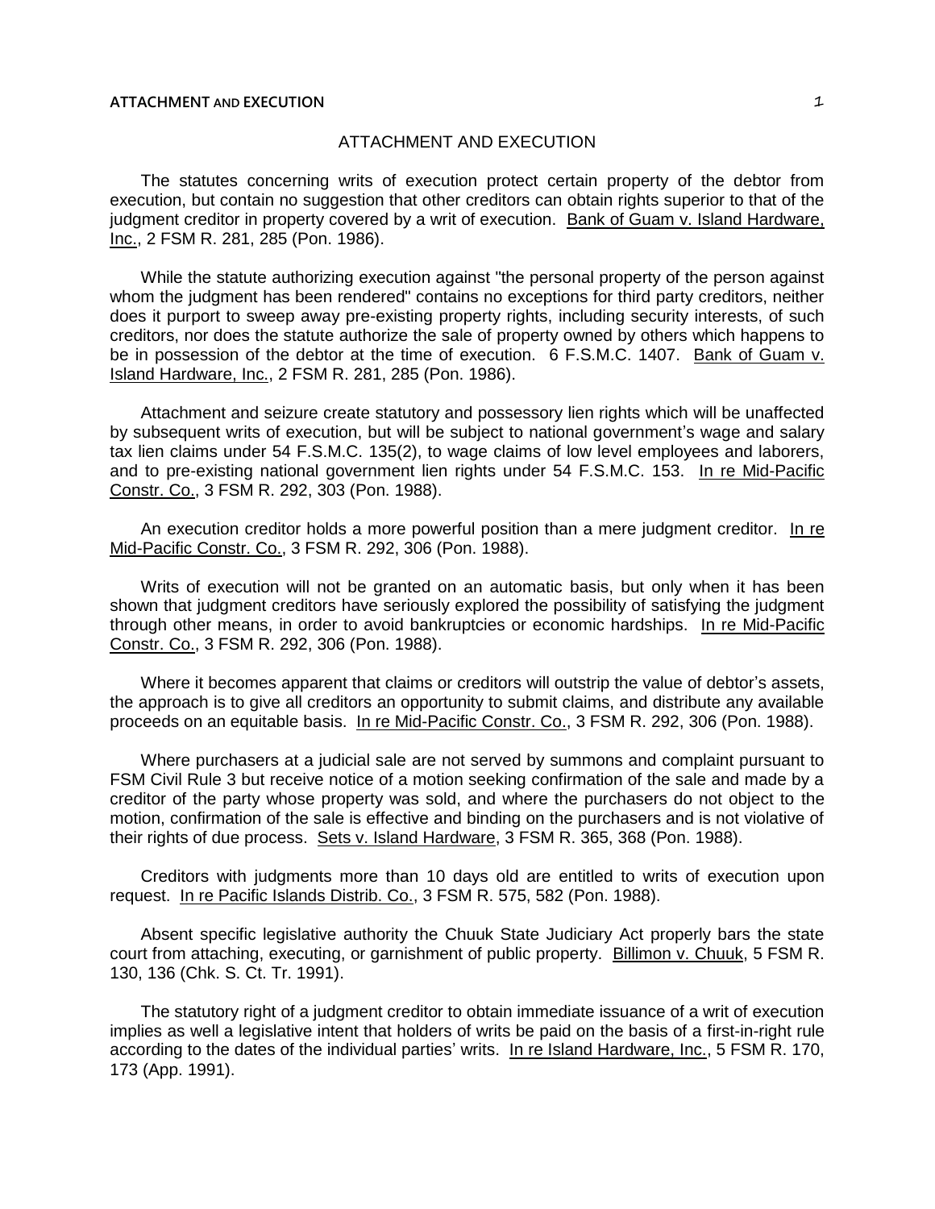# ATTACHMENT AND EXECUTION

The statutes concerning writs of execution protect certain property of the debtor from execution, but contain no suggestion that other creditors can obtain rights superior to that of the judgment creditor in property covered by a writ of execution. Bank of Guam v. Island Hardware, Inc., 2 FSM R. 281, 285 (Pon. 1986).

While the statute authorizing execution against "the personal property of the person against whom the judgment has been rendered" contains no exceptions for third party creditors, neither does it purport to sweep away pre-existing property rights, including security interests, of such creditors, nor does the statute authorize the sale of property owned by others which happens to be in possession of the debtor at the time of execution. 6 F.S.M.C. 1407. Bank of Guam v. Island Hardware, Inc., 2 FSM R. 281, 285 (Pon. 1986).

Attachment and seizure create statutory and possessory lien rights which will be unaffected by subsequent writs of execution, but will be subject to national government's wage and salary tax lien claims under 54 F.S.M.C. 135(2), to wage claims of low level employees and laborers, and to pre-existing national government lien rights under 54 F.S.M.C. 153. In re Mid-Pacific Constr. Co., 3 FSM R. 292, 303 (Pon. 1988).

An execution creditor holds a more powerful position than a mere judgment creditor. In re Mid-Pacific Constr. Co., 3 FSM R. 292, 306 (Pon. 1988).

Writs of execution will not be granted on an automatic basis, but only when it has been shown that judgment creditors have seriously explored the possibility of satisfying the judgment through other means, in order to avoid bankruptcies or economic hardships. In re Mid-Pacific Constr. Co., 3 FSM R. 292, 306 (Pon. 1988).

Where it becomes apparent that claims or creditors will outstrip the value of debtor's assets, the approach is to give all creditors an opportunity to submit claims, and distribute any available proceeds on an equitable basis. In re Mid-Pacific Constr. Co., 3 FSM R. 292, 306 (Pon. 1988).

Where purchasers at a judicial sale are not served by summons and complaint pursuant to FSM Civil Rule 3 but receive notice of a motion seeking confirmation of the sale and made by a creditor of the party whose property was sold, and where the purchasers do not object to the motion, confirmation of the sale is effective and binding on the purchasers and is not violative of their rights of due process. Sets v. Island Hardware, 3 FSM R. 365, 368 (Pon. 1988).

Creditors with judgments more than 10 days old are entitled to writs of execution upon request. In re Pacific Islands Distrib. Co., 3 FSM R. 575, 582 (Pon. 1988).

Absent specific legislative authority the Chuuk State Judiciary Act properly bars the state court from attaching, executing, or garnishment of public property. Billimon v. Chuuk, 5 FSM R. 130, 136 (Chk. S. Ct. Tr. 1991).

The statutory right of a judgment creditor to obtain immediate issuance of a writ of execution implies as well a legislative intent that holders of writs be paid on the basis of a first-in-right rule according to the dates of the individual parties' writs. In re Island Hardware, Inc., 5 FSM R. 170, 173 (App. 1991).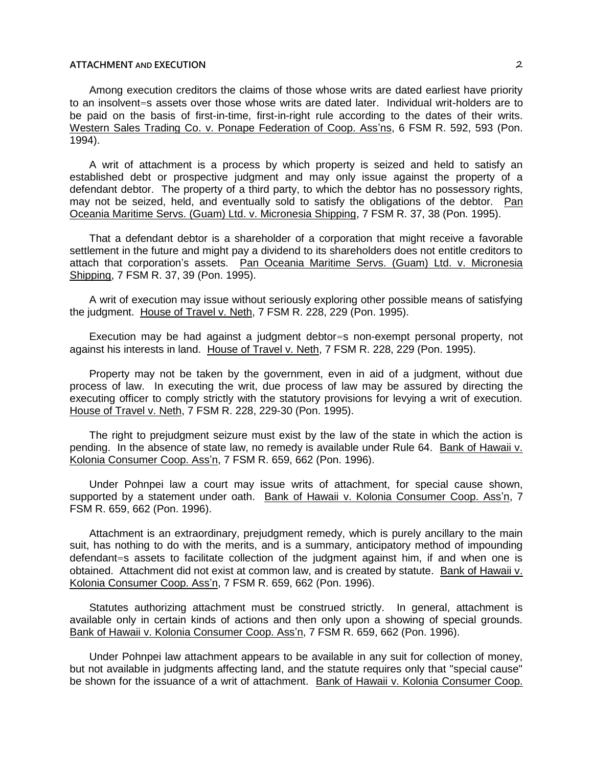Among execution creditors the claims of those whose writs are dated earliest have priority to an insolvent=s assets over those whose writs are dated later. Individual writ-holders are to be paid on the basis of first-in-time, first-in-right rule according to the dates of their writs. Western Sales Trading Co. v. Ponape Federation of Coop. Ass'ns, 6 FSM R. 592, 593 (Pon. 1994).

A writ of attachment is a process by which property is seized and held to satisfy an established debt or prospective judgment and may only issue against the property of a defendant debtor. The property of a third party, to which the debtor has no possessory rights, may not be seized, held, and eventually sold to satisfy the obligations of the debtor. Pan Oceania Maritime Servs. (Guam) Ltd. v. Micronesia Shipping, 7 FSM R. 37, 38 (Pon. 1995).

That a defendant debtor is a shareholder of a corporation that might receive a favorable settlement in the future and might pay a dividend to its shareholders does not entitle creditors to attach that corporation's assets. Pan Oceania Maritime Servs. (Guam) Ltd. v. Micronesia Shipping, 7 FSM R. 37, 39 (Pon. 1995).

A writ of execution may issue without seriously exploring other possible means of satisfying the judgment. House of Travel v. Neth, 7 FSM R. 228, 229 (Pon. 1995).

Execution may be had against a judgment debtor=s non-exempt personal property, not against his interests in land. House of Travel v. Neth, 7 FSM R. 228, 229 (Pon. 1995).

Property may not be taken by the government, even in aid of a judgment, without due process of law. In executing the writ, due process of law may be assured by directing the executing officer to comply strictly with the statutory provisions for levying a writ of execution. House of Travel v. Neth, 7 FSM R. 228, 229-30 (Pon. 1995).

The right to prejudgment seizure must exist by the law of the state in which the action is pending. In the absence of state law, no remedy is available under Rule 64. Bank of Hawaii v. Kolonia Consumer Coop. Ass'n, 7 FSM R. 659, 662 (Pon. 1996).

Under Pohnpei law a court may issue writs of attachment, for special cause shown, supported by a statement under oath. Bank of Hawaii v. Kolonia Consumer Coop. Ass'n, 7 FSM R. 659, 662 (Pon. 1996).

Attachment is an extraordinary, prejudgment remedy, which is purely ancillary to the main suit, has nothing to do with the merits, and is a summary, anticipatory method of impounding defendant=s assets to facilitate collection of the judgment against him, if and when one is obtained. Attachment did not exist at common law, and is created by statute. Bank of Hawaii v. Kolonia Consumer Coop. Ass'n, 7 FSM R. 659, 662 (Pon. 1996).

Statutes authorizing attachment must be construed strictly. In general, attachment is available only in certain kinds of actions and then only upon a showing of special grounds. Bank of Hawaii v. Kolonia Consumer Coop. Ass'n, 7 FSM R. 659, 662 (Pon. 1996).

Under Pohnpei law attachment appears to be available in any suit for collection of money, but not available in judgments affecting land, and the statute requires only that "special cause" be shown for the issuance of a writ of attachment. Bank of Hawaii v. Kolonia Consumer Coop.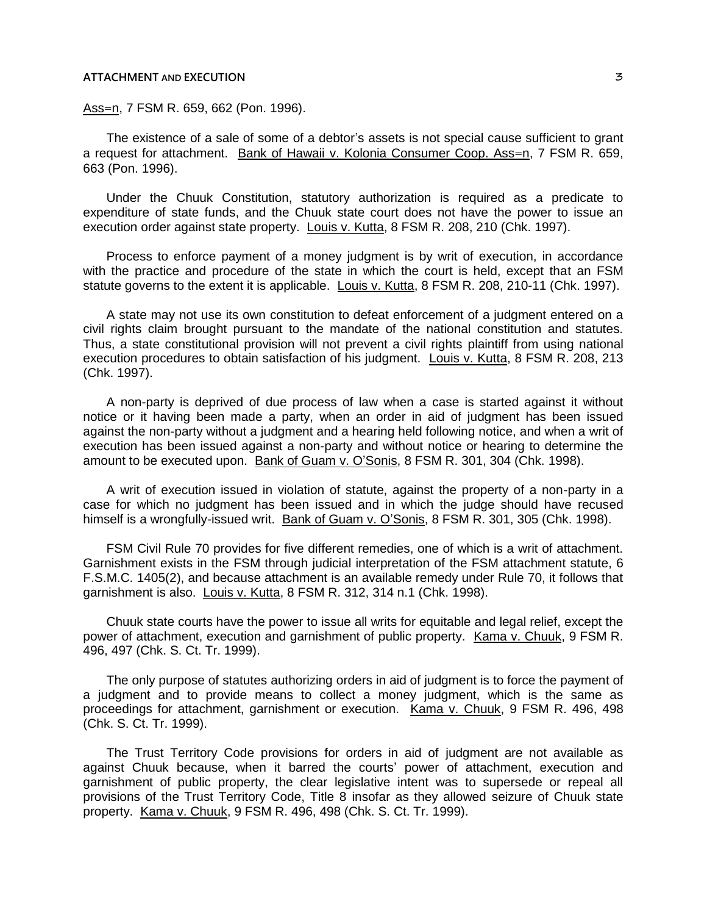Ass=n, 7 FSM R. 659, 662 (Pon. 1996).

The existence of a sale of some of a debtor's assets is not special cause sufficient to grant a request for attachment. Bank of Hawaii v. Kolonia Consumer Coop. Ass=n, 7 FSM R. 659, 663 (Pon. 1996).

Under the Chuuk Constitution, statutory authorization is required as a predicate to expenditure of state funds, and the Chuuk state court does not have the power to issue an execution order against state property. Louis v. Kutta, 8 FSM R. 208, 210 (Chk. 1997).

Process to enforce payment of a money judgment is by writ of execution, in accordance with the practice and procedure of the state in which the court is held, except that an FSM statute governs to the extent it is applicable. Louis v. Kutta, 8 FSM R. 208, 210-11 (Chk. 1997).

A state may not use its own constitution to defeat enforcement of a judgment entered on a civil rights claim brought pursuant to the mandate of the national constitution and statutes. Thus, a state constitutional provision will not prevent a civil rights plaintiff from using national execution procedures to obtain satisfaction of his judgment. Louis v. Kutta, 8 FSM R. 208, 213 (Chk. 1997).

A non-party is deprived of due process of law when a case is started against it without notice or it having been made a party, when an order in aid of judgment has been issued against the non-party without a judgment and a hearing held following notice, and when a writ of execution has been issued against a non-party and without notice or hearing to determine the amount to be executed upon. Bank of Guam v. O'Sonis, 8 FSM R. 301, 304 (Chk. 1998).

A writ of execution issued in violation of statute, against the property of a non-party in a case for which no judgment has been issued and in which the judge should have recused himself is a wrongfully-issued writ. Bank of Guam v. O'Sonis, 8 FSM R. 301, 305 (Chk. 1998).

FSM Civil Rule 70 provides for five different remedies, one of which is a writ of attachment. Garnishment exists in the FSM through judicial interpretation of the FSM attachment statute, 6 F.S.M.C. 1405(2), and because attachment is an available remedy under Rule 70, it follows that garnishment is also. Louis v. Kutta, 8 FSM R. 312, 314 n.1 (Chk. 1998).

Chuuk state courts have the power to issue all writs for equitable and legal relief, except the power of attachment, execution and garnishment of public property. Kama v. Chuuk, 9 FSM R. 496, 497 (Chk. S. Ct. Tr. 1999).

The only purpose of statutes authorizing orders in aid of judgment is to force the payment of a judgment and to provide means to collect a money judgment, which is the same as proceedings for attachment, garnishment or execution. Kama v. Chuuk, 9 FSM R. 496, 498 (Chk. S. Ct. Tr. 1999).

The Trust Territory Code provisions for orders in aid of judgment are not available as against Chuuk because, when it barred the courts' power of attachment, execution and garnishment of public property, the clear legislative intent was to supersede or repeal all provisions of the Trust Territory Code, Title 8 insofar as they allowed seizure of Chuuk state property. Kama v. Chuuk, 9 FSM R. 496, 498 (Chk. S. Ct. Tr. 1999).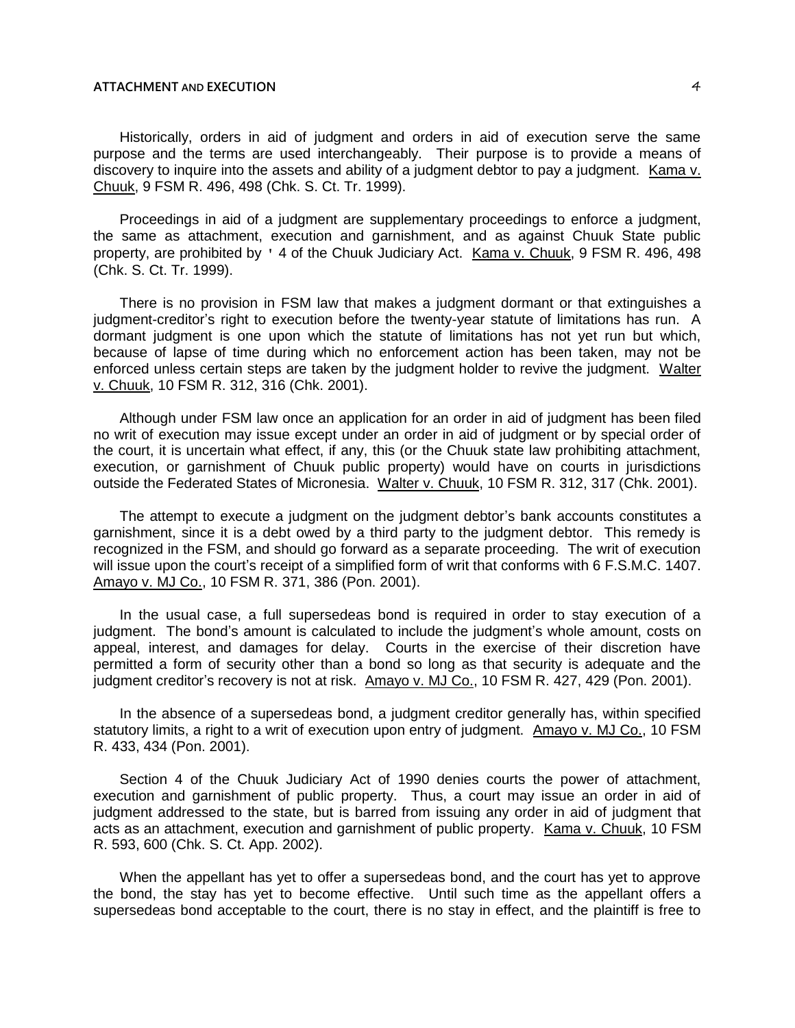Historically, orders in aid of judgment and orders in aid of execution serve the same purpose and the terms are used interchangeably. Their purpose is to provide a means of discovery to inquire into the assets and ability of a judgment debtor to pay a judgment. Kama v. Chuuk, 9 FSM R. 496, 498 (Chk. S. Ct. Tr. 1999).

Proceedings in aid of a judgment are supplementary proceedings to enforce a judgment, the same as attachment, execution and garnishment, and as against Chuuk State public property, are prohibited by ' 4 of the Chuuk Judiciary Act. Kama v. Chuuk, 9 FSM R. 496, 498 (Chk. S. Ct. Tr. 1999).

There is no provision in FSM law that makes a judgment dormant or that extinguishes a judgment-creditor's right to execution before the twenty-year statute of limitations has run. A dormant judgment is one upon which the statute of limitations has not yet run but which, because of lapse of time during which no enforcement action has been taken, may not be enforced unless certain steps are taken by the judgment holder to revive the judgment. Walter v. Chuuk, 10 FSM R. 312, 316 (Chk. 2001).

Although under FSM law once an application for an order in aid of judgment has been filed no writ of execution may issue except under an order in aid of judgment or by special order of the court, it is uncertain what effect, if any, this (or the Chuuk state law prohibiting attachment, execution, or garnishment of Chuuk public property) would have on courts in jurisdictions outside the Federated States of Micronesia. Walter v. Chuuk, 10 FSM R. 312, 317 (Chk. 2001).

The attempt to execute a judgment on the judgment debtor's bank accounts constitutes a garnishment, since it is a debt owed by a third party to the judgment debtor. This remedy is recognized in the FSM, and should go forward as a separate proceeding. The writ of execution will issue upon the court's receipt of a simplified form of writ that conforms with 6 F.S.M.C. 1407. Amayo v. MJ Co., 10 FSM R. 371, 386 (Pon. 2001).

In the usual case, a full supersedeas bond is required in order to stay execution of a judgment. The bond's amount is calculated to include the judgment's whole amount, costs on appeal, interest, and damages for delay. Courts in the exercise of their discretion have permitted a form of security other than a bond so long as that security is adequate and the judgment creditor's recovery is not at risk. Amayo v. MJ Co., 10 FSM R. 427, 429 (Pon. 2001).

In the absence of a supersedeas bond, a judgment creditor generally has, within specified statutory limits, a right to a writ of execution upon entry of judgment. Amayo v. MJ Co., 10 FSM R. 433, 434 (Pon. 2001).

Section 4 of the Chuuk Judiciary Act of 1990 denies courts the power of attachment, execution and garnishment of public property. Thus, a court may issue an order in aid of judgment addressed to the state, but is barred from issuing any order in aid of judgment that acts as an attachment, execution and garnishment of public property. Kama v. Chuuk, 10 FSM R. 593, 600 (Chk. S. Ct. App. 2002).

When the appellant has yet to offer a supersedeas bond, and the court has yet to approve the bond, the stay has yet to become effective. Until such time as the appellant offers a supersedeas bond acceptable to the court, there is no stay in effect, and the plaintiff is free to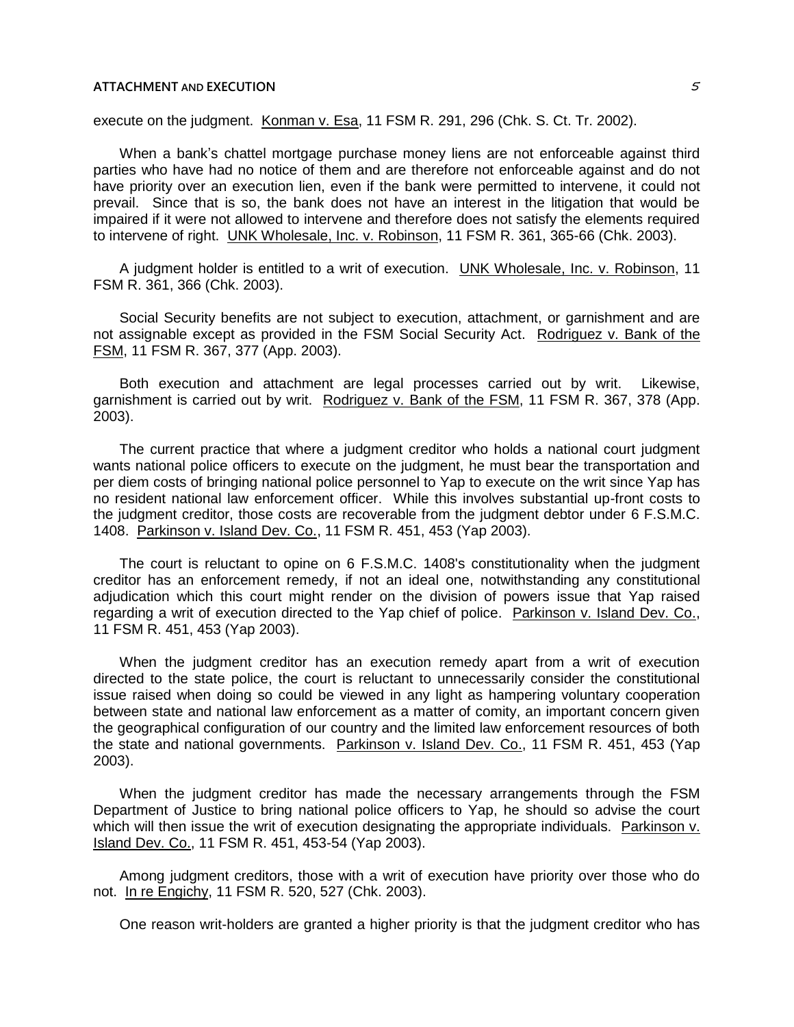execute on the judgment. Konman v. Esa, 11 FSM R. 291, 296 (Chk. S. Ct. Tr. 2002).

When a bank's chattel mortgage purchase money liens are not enforceable against third parties who have had no notice of them and are therefore not enforceable against and do not have priority over an execution lien, even if the bank were permitted to intervene, it could not prevail. Since that is so, the bank does not have an interest in the litigation that would be impaired if it were not allowed to intervene and therefore does not satisfy the elements required to intervene of right. UNK Wholesale, Inc. v. Robinson, 11 FSM R. 361, 365-66 (Chk. 2003).

A judgment holder is entitled to a writ of execution. UNK Wholesale, Inc. v. Robinson, 11 FSM R. 361, 366 (Chk. 2003).

Social Security benefits are not subject to execution, attachment, or garnishment and are not assignable except as provided in the FSM Social Security Act. Rodriguez v. Bank of the FSM, 11 FSM R. 367, 377 (App. 2003).

Both execution and attachment are legal processes carried out by writ. Likewise, garnishment is carried out by writ. Rodriguez v. Bank of the FSM, 11 FSM R. 367, 378 (App. 2003).

The current practice that where a judgment creditor who holds a national court judgment wants national police officers to execute on the judgment, he must bear the transportation and per diem costs of bringing national police personnel to Yap to execute on the writ since Yap has no resident national law enforcement officer. While this involves substantial up-front costs to the judgment creditor, those costs are recoverable from the judgment debtor under 6 F.S.M.C. 1408. Parkinson v. Island Dev. Co., 11 FSM R. 451, 453 (Yap 2003).

The court is reluctant to opine on 6 F.S.M.C. 1408's constitutionality when the judgment creditor has an enforcement remedy, if not an ideal one, notwithstanding any constitutional adjudication which this court might render on the division of powers issue that Yap raised regarding a writ of execution directed to the Yap chief of police. Parkinson v. Island Dev. Co., 11 FSM R. 451, 453 (Yap 2003).

When the judgment creditor has an execution remedy apart from a writ of execution directed to the state police, the court is reluctant to unnecessarily consider the constitutional issue raised when doing so could be viewed in any light as hampering voluntary cooperation between state and national law enforcement as a matter of comity, an important concern given the geographical configuration of our country and the limited law enforcement resources of both the state and national governments. Parkinson v. Island Dev. Co., 11 FSM R. 451, 453 (Yap 2003).

When the judgment creditor has made the necessary arrangements through the FSM Department of Justice to bring national police officers to Yap, he should so advise the court which will then issue the writ of execution designating the appropriate individuals. Parkinson v. Island Dev. Co., 11 FSM R. 451, 453-54 (Yap 2003).

Among judgment creditors, those with a writ of execution have priority over those who do not. In re Engichy, 11 FSM R. 520, 527 (Chk. 2003).

One reason writ-holders are granted a higher priority is that the judgment creditor who has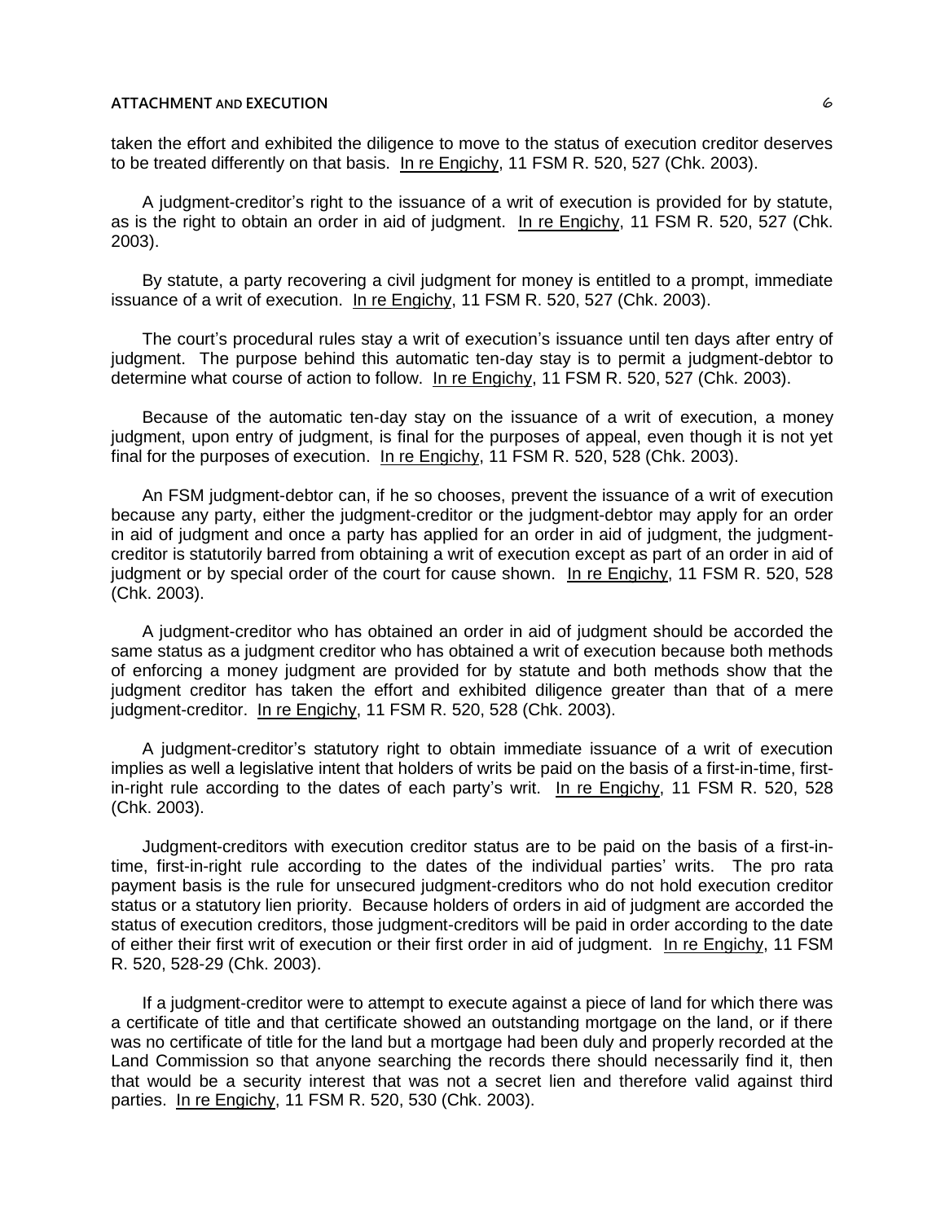taken the effort and exhibited the diligence to move to the status of execution creditor deserves to be treated differently on that basis. In re Engichy, 11 FSM R. 520, 527 (Chk. 2003).

A judgment-creditor's right to the issuance of a writ of execution is provided for by statute, as is the right to obtain an order in aid of judgment. In re Engichy, 11 FSM R. 520, 527 (Chk. 2003).

By statute, a party recovering a civil judgment for money is entitled to a prompt, immediate issuance of a writ of execution. In re Engichy, 11 FSM R. 520, 527 (Chk. 2003).

The court's procedural rules stay a writ of execution's issuance until ten days after entry of judgment. The purpose behind this automatic ten-day stay is to permit a judgment-debtor to determine what course of action to follow. In re Engichy, 11 FSM R. 520, 527 (Chk. 2003).

Because of the automatic ten-day stay on the issuance of a writ of execution, a money judgment, upon entry of judgment, is final for the purposes of appeal, even though it is not yet final for the purposes of execution. In re Engichy, 11 FSM R. 520, 528 (Chk. 2003).

An FSM judgment-debtor can, if he so chooses, prevent the issuance of a writ of execution because any party, either the judgment-creditor or the judgment-debtor may apply for an order in aid of judgment and once a party has applied for an order in aid of judgment, the judgment-creditor is statutorily barred from obtaining a writ of execution except as part of an order in aid of judgment or by special order of the court for cause shown. In re Engichy, 11 FSM R. 520, 528 (Chk. 2003).

A judgment-creditor who has obtained an order in aid of judgment should be accorded the same status as a judgment creditor who has obtained a writ of execution because both methods of enforcing a money judgment are provided for by statute and both methods show that the judgment creditor has taken the effort and exhibited diligence greater than that of a mere judgment-creditor. In re Engichy, 11 FSM R. 520, 528 (Chk. 2003).

A judgment-creditor's statutory right to obtain immediate issuance of a writ of execution implies as well a legislative intent that holders of writs be paid on the basis of a first-in-time, first-in-right rule according to the dates of each party's writ. In re Engichy, 11 FSM R. 520, 528 (Chk. 2003).

Judgment-creditors with execution creditor status are to be paid on the basis of a first-in-time, first-in-right rule according to the dates of the individual parties' writs. The pro rata payment basis is the rule for unsecured judgment-creditors who do not hold execution creditor status or a statutory lien priority. Because holders of orders in aid of judgment are accorded the status of execution creditors, those judgment-creditors will be paid in order according to the date of either their first writ of execution or their first order in aid of judgment. In re Engichy, 11 FSM R. 520, 528-29 (Chk. 2003).

If a judgment-creditor were to attempt to execute against a piece of land for which there was a certificate of title and that certificate showed an outstanding mortgage on the land, or if there was no certificate of title for the land but a mortgage had been duly and properly recorded at the Land Commission so that anyone searching the records there should necessarily find it, then that would be a security interest that was not a secret lien and therefore valid against third parties. In re Engichy, 11 FSM R. 520, 530 (Chk. 2003).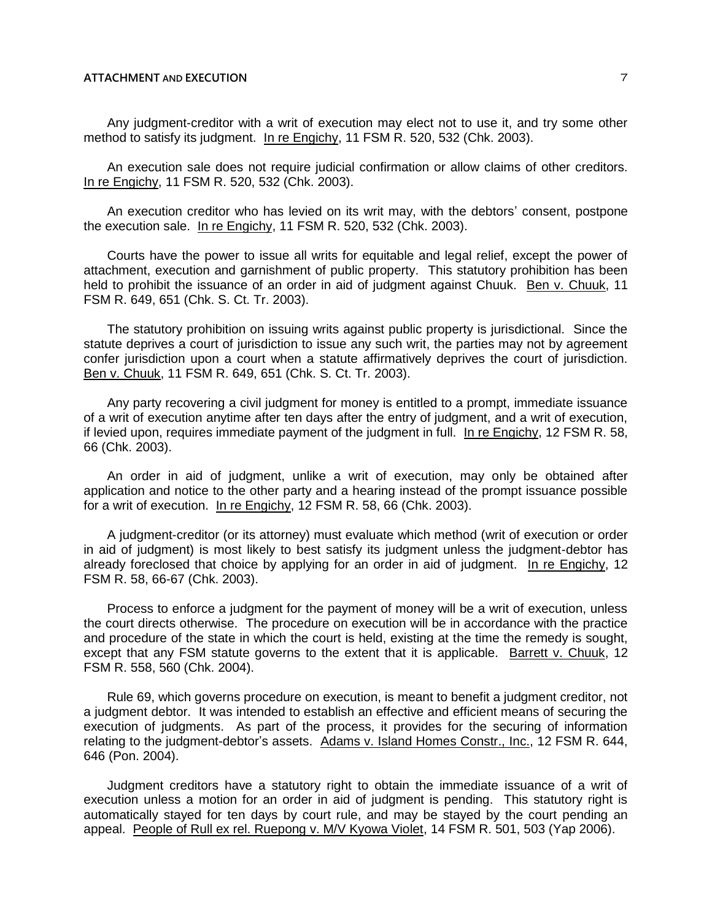Any judgment-creditor with a writ of execution may elect not to use it, and try some other method to satisfy its judgment. In re Engichy, 11 FSM R. 520, 532 (Chk. 2003).

An execution sale does not require judicial confirmation or allow claims of other creditors. In re Engichy, 11 FSM R. 520, 532 (Chk. 2003).

An execution creditor who has levied on its writ may, with the debtors' consent, postpone the execution sale. In re Engichy, 11 FSM R. 520, 532 (Chk. 2003).

Courts have the power to issue all writs for equitable and legal relief, except the power of attachment, execution and garnishment of public property. This statutory prohibition has been held to prohibit the issuance of an order in aid of judgment against Chuuk. Ben v. Chuuk, 11 FSM R. 649, 651 (Chk. S. Ct. Tr. 2003).

The statutory prohibition on issuing writs against public property is jurisdictional. Since the statute deprives a court of jurisdiction to issue any such writ, the parties may not by agreement confer jurisdiction upon a court when a statute affirmatively deprives the court of jurisdiction. Ben v. Chuuk, 11 FSM R. 649, 651 (Chk. S. Ct. Tr. 2003).

Any party recovering a civil judgment for money is entitled to a prompt, immediate issuance of a writ of execution anytime after ten days after the entry of judgment, and a writ of execution, if levied upon, requires immediate payment of the judgment in full. In re Engichy, 12 FSM R. 58, 66 (Chk. 2003).

An order in aid of judgment, unlike a writ of execution, may only be obtained after application and notice to the other party and a hearing instead of the prompt issuance possible for a writ of execution. In re Engichy, 12 FSM R. 58, 66 (Chk. 2003).

A judgment-creditor (or its attorney) must evaluate which method (writ of execution or order in aid of judgment) is most likely to best satisfy its judgment unless the judgment-debtor has already foreclosed that choice by applying for an order in aid of judgment. In re Engichy, 12 FSM R. 58, 66-67 (Chk. 2003).

Process to enforce a judgment for the payment of money will be a writ of execution, unless the court directs otherwise. The procedure on execution will be in accordance with the practice and procedure of the state in which the court is held, existing at the time the remedy is sought, except that any FSM statute governs to the extent that it is applicable. Barrett v. Chuuk, 12 FSM R. 558, 560 (Chk. 2004).

Rule 69, which governs procedure on execution, is meant to benefit a judgment creditor, not a judgment debtor. It was intended to establish an effective and efficient means of securing the execution of judgments. As part of the process, it provides for the securing of information relating to the judgment-debtor's assets. Adams v. Island Homes Constr., Inc., 12 FSM R. 644, 646 (Pon. 2004).

Judgment creditors have a statutory right to obtain the immediate issuance of a writ of execution unless a motion for an order in aid of judgment is pending. This statutory right is automatically stayed for ten days by court rule, and may be stayed by the court pending an appeal. People of Rull ex rel. Ruepong v. M/V Kyowa Violet, 14 FSM R. 501, 503 (Yap 2006).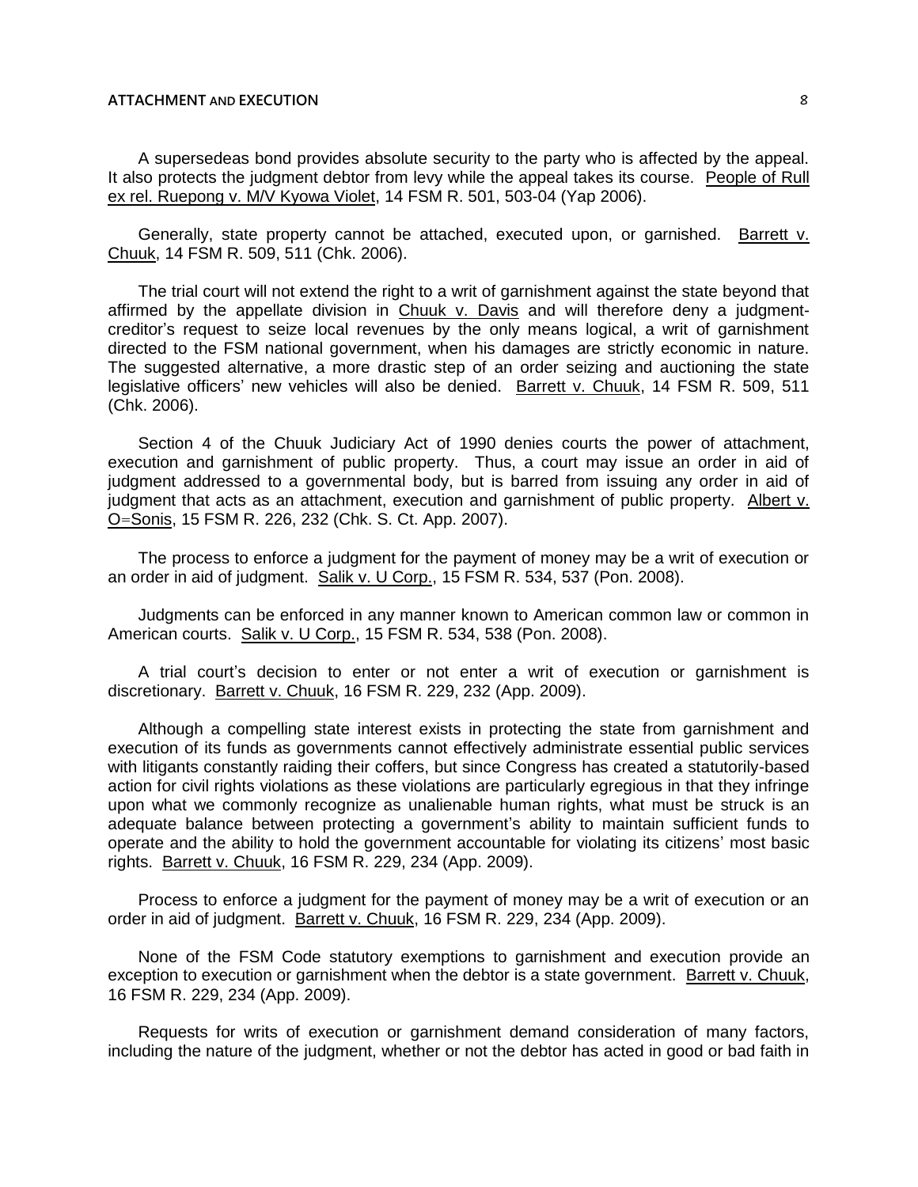A supersedeas bond provides absolute security to the party who is affected by the appeal. It also protects the judgment debtor from levy while the appeal takes its course. People of Rull ex rel. Ruepong v. M/V Kyowa Violet, 14 FSM R. 501, 503-04 (Yap 2006).

Generally, state property cannot be attached, executed upon, or garnished. Barrett v. Chuuk, 14 FSM R. 509, 511 (Chk. 2006).

The trial court will not extend the right to a writ of garnishment against the state beyond that affirmed by the appellate division in Chuuk v. Davis and will therefore deny a judgment-creditor's request to seize local revenues by the only means logical, a writ of garnishment directed to the FSM national government, when his damages are strictly economic in nature. The suggested alternative, a more drastic step of an order seizing and auctioning the state legislative officers' new vehicles will also be denied. Barrett v. Chuuk, 14 FSM R. 509, 511 (Chk. 2006).

Section 4 of the Chuuk Judiciary Act of 1990 denies courts the power of attachment, execution and garnishment of public property. Thus, a court may issue an order in aid of judgment addressed to a governmental body, but is barred from issuing any order in aid of judgment that acts as an attachment, execution and garnishment of public property. Albert v. O=Sonis, 15 FSM R. 226, 232 (Chk. S. Ct. App. 2007).

The process to enforce a judgment for the payment of money may be a writ of execution or an order in aid of judgment. Salik v. U Corp., 15 FSM R. 534, 537 (Pon. 2008).

Judgments can be enforced in any manner known to American common law or common in American courts. Salik v. U Corp., 15 FSM R. 534, 538 (Pon. 2008).

A trial court's decision to enter or not enter a writ of execution or garnishment is discretionary. Barrett v. Chuuk, 16 FSM R. 229, 232 (App. 2009).

Although a compelling state interest exists in protecting the state from garnishment and execution of its funds as governments cannot effectively administrate essential public services with litigants constantly raiding their coffers, but since Congress has created a statutorily-based action for civil rights violations as these violations are particularly egregious in that they infringe upon what we commonly recognize as unalienable human rights, what must be struck is an adequate balance between protecting a government's ability to maintain sufficient funds to operate and the ability to hold the government accountable for violating its citizens' most basic rights. Barrett v. Chuuk, 16 FSM R. 229, 234 (App. 2009).

Process to enforce a judgment for the payment of money may be a writ of execution or an order in aid of judgment. Barrett v. Chuuk, 16 FSM R. 229, 234 (App. 2009).

None of the FSM Code statutory exemptions to garnishment and execution provide an exception to execution or garnishment when the debtor is a state government. Barrett v. Chuuk, 16 FSM R. 229, 234 (App. 2009).

Requests for writs of execution or garnishment demand consideration of many factors, including the nature of the judgment, whether or not the debtor has acted in good or bad faith in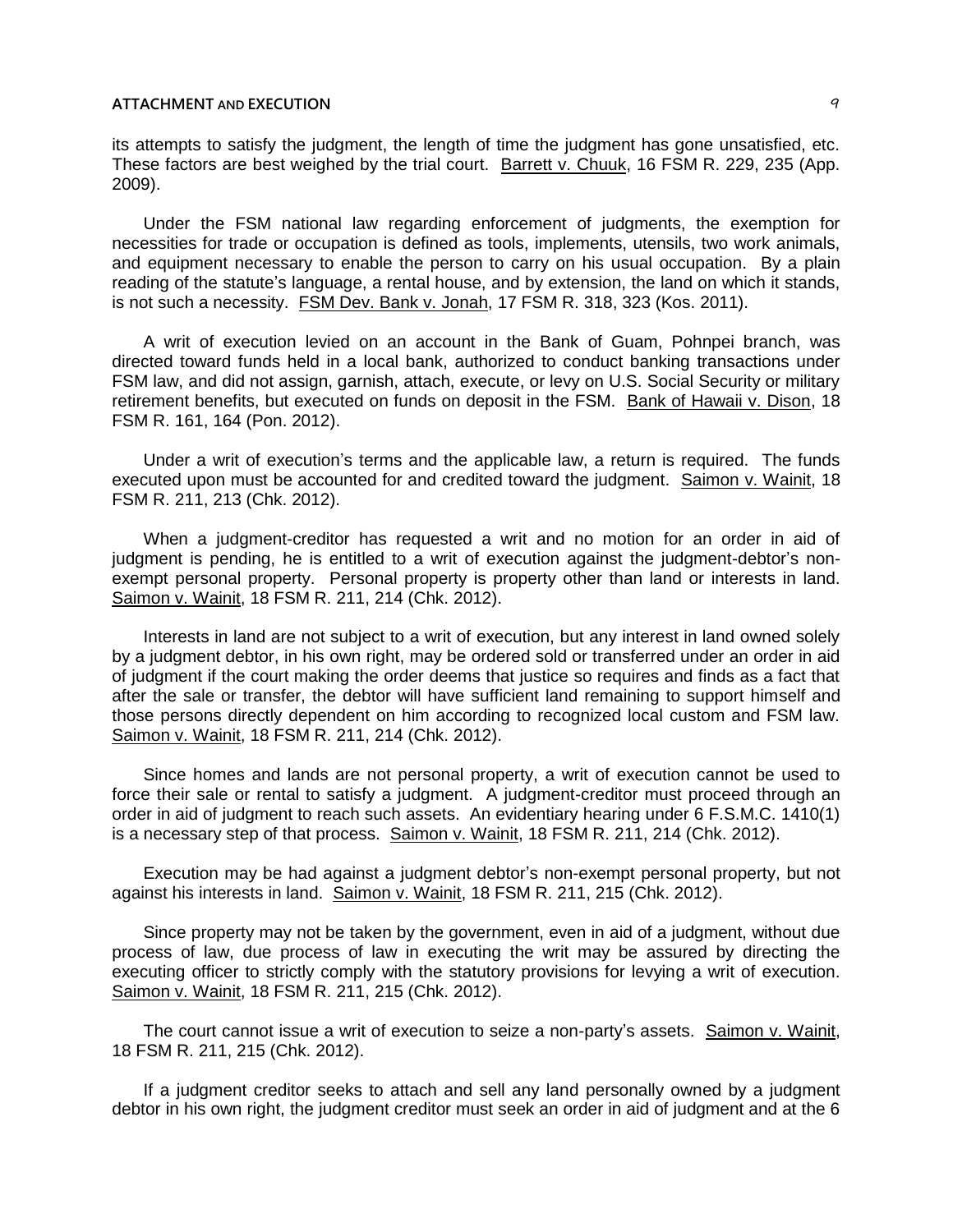its attempts to satisfy the judgment, the length of time the judgment has gone unsatisfied, etc. These factors are best weighed by the trial court. Barrett v. Chuuk, 16 FSM R. 229, 235 (App. 2009).

Under the FSM national law regarding enforcement of judgments, the exemption for necessities for trade or occupation is defined as tools, implements, utensils, two work animals, and equipment necessary to enable the person to carry on his usual occupation. By a plain reading of the statute's language, a rental house, and by extension, the land on which it stands, is not such a necessity. FSM Dev. Bank v. Jonah, 17 FSM R. 318, 323 (Kos. 2011).

A writ of execution levied on an account in the Bank of Guam, Pohnpei branch, was directed toward funds held in a local bank, authorized to conduct banking transactions under FSM law, and did not assign, garnish, attach, execute, or levy on U.S. Social Security or military retirement benefits, but executed on funds on deposit in the FSM. Bank of Hawaii v. Dison, 18 FSM R. 161, 164 (Pon. 2012).

Under a writ of execution's terms and the applicable law, a return is required. The funds executed upon must be accounted for and credited toward the judgment. Saimon v. Wainit, 18 FSM R. 211, 213 (Chk. 2012).

When a judgment-creditor has requested a writ and no motion for an order in aid of judgment is pending, he is entitled to a writ of execution against the judgment-debtor's non-exempt personal property. Personal property is property other than land or interests in land. Saimon v. Wainit, 18 FSM R. 211, 214 (Chk. 2012).

Interests in land are not subject to a writ of execution, but any interest in land owned solely by a judgment debtor, in his own right, may be ordered sold or transferred under an order in aid of judgment if the court making the order deems that justice so requires and finds as a fact that after the sale or transfer, the debtor will have sufficient land remaining to support himself and those persons directly dependent on him according to recognized local custom and FSM law. Saimon v. Wainit, 18 FSM R. 211, 214 (Chk. 2012).

Since homes and lands are not personal property, a writ of execution cannot be used to force their sale or rental to satisfy a judgment. A judgment-creditor must proceed through an order in aid of judgment to reach such assets. An evidentiary hearing under 6 F.S.M.C. 1410(1) is a necessary step of that process. Saimon v. Wainit, 18 FSM R. 211, 214 (Chk. 2012).

Execution may be had against a judgment debtor's non-exempt personal property, but not against his interests in land. Saimon v. Wainit, 18 FSM R. 211, 215 (Chk. 2012).

Since property may not be taken by the government, even in aid of a judgment, without due process of law, due process of law in executing the writ may be assured by directing the executing officer to strictly comply with the statutory provisions for levying a writ of execution. Saimon v. Wainit, 18 FSM R. 211, 215 (Chk. 2012).

The court cannot issue a writ of execution to seize a non-party's assets. Saimon v. Wainit, 18 FSM R. 211, 215 (Chk. 2012).

If a judgment creditor seeks to attach and sell any land personally owned by a judgment debtor in his own right, the judgment creditor must seek an order in aid of judgment and at the 6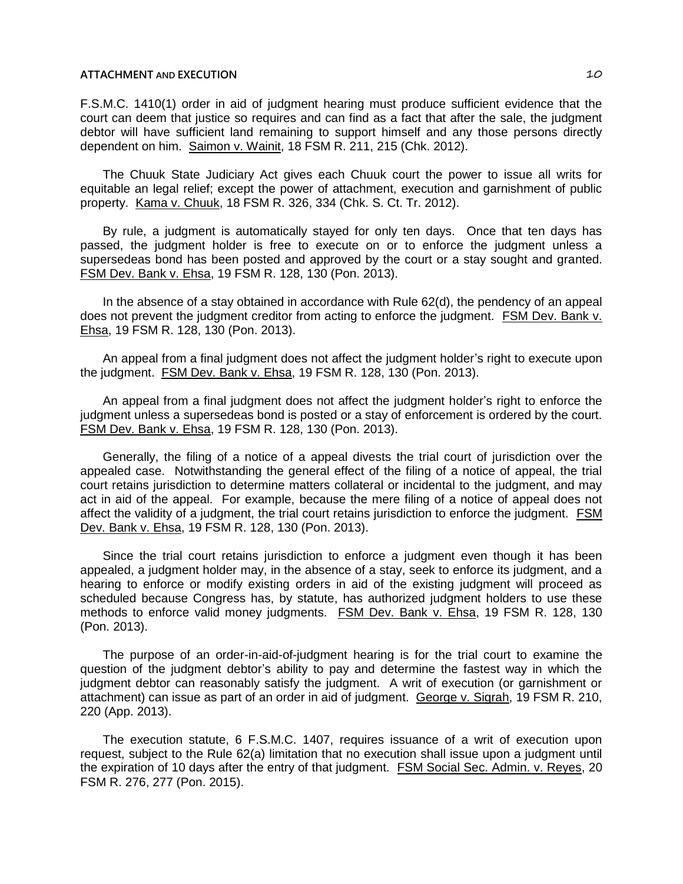F.S.M.C. 1410(1) order in aid of judgment hearing must produce sufficient evidence that the court can deem that justice so requires and can find as a fact that after the sale, the judgment debtor will have sufficient land remaining to support himself and any those persons directly dependent on him. Saimon v. Wainit, 18 FSM R. 211, 215 (Chk. 2012).

The Chuuk State Judiciary Act gives each Chuuk court the power to issue all writs for equitable an legal relief; except the power of attachment, execution and garnishment of public property. Kama v. Chuuk, 18 FSM R. 326, 334 (Chk. S. Ct. Tr. 2012).

By rule, a judgment is automatically stayed for only ten days. Once that ten days has passed, the judgment holder is free to execute on or to enforce the judgment unless a supersedeas bond has been posted and approved by the court or a stay sought and granted. FSM Dev. Bank v. Ehsa, 19 FSM R. 128, 130 (Pon. 2013).

In the absence of a stay obtained in accordance with Rule 62(d), the pendency of an appeal does not prevent the judgment creditor from acting to enforce the judgment. FSM Dev. Bank v. Ehsa, 19 FSM R. 128, 130 (Pon. 2013).

An appeal from a final judgment does not affect the judgment holder's right to execute upon the judgment. FSM Dev. Bank v. Ehsa, 19 FSM R. 128, 130 (Pon. 2013).

An appeal from a final judgment does not affect the judgment holder's right to enforce the judgment unless a supersedeas bond is posted or a stay of enforcement is ordered by the court. FSM Dev. Bank v. Ehsa, 19 FSM R. 128, 130 (Pon. 2013).

Generally, the filing of a notice of a appeal divests the trial court of jurisdiction over the appealed case. Notwithstanding the general effect of the filing of a notice of appeal, the trial court retains jurisdiction to determine matters collateral or incidental to the judgment, and may act in aid of the appeal. For example, because the mere filing of a notice of appeal does not affect the validity of a judgment, the trial court retains jurisdiction to enforce the judgment. FSM Dev. Bank v. Ehsa, 19 FSM R. 128, 130 (Pon. 2013).

Since the trial court retains jurisdiction to enforce a judgment even though it has been appealed, a judgment holder may, in the absence of a stay, seek to enforce its judgment, and a hearing to enforce or modify existing orders in aid of the existing judgment will proceed as scheduled because Congress has, by statute, has authorized judgment holders to use these methods to enforce valid money judgments. FSM Dev. Bank v. Ehsa, 19 FSM R. 128, 130 (Pon. 2013).

The purpose of an order-in-aid-of-judgment hearing is for the trial court to examine the question of the judgment debtor's ability to pay and determine the fastest way in which the judgment debtor can reasonably satisfy the judgment. A writ of execution (or garnishment or attachment) can issue as part of an order in aid of judgment. George v. Sigrah, 19 FSM R. 210, 220 (App. 2013).

The execution statute, 6 F.S.M.C. 1407, requires issuance of a writ of execution upon request, subject to the Rule 62(a) limitation that no execution shall issue upon a judgment until the expiration of 10 days after the entry of that judgment. FSM Social Sec. Admin. v. Reyes, 20 FSM R. 276, 277 (Pon. 2015).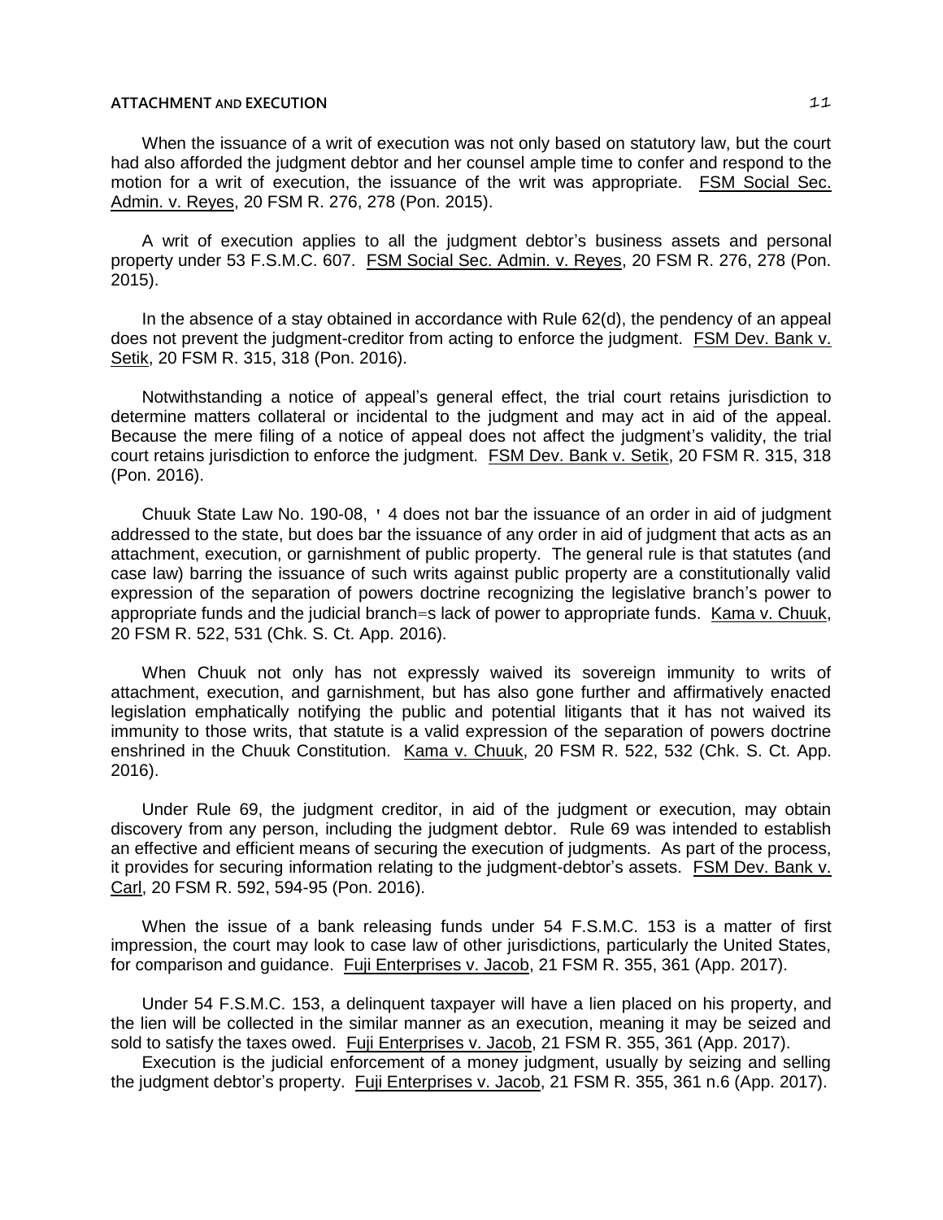When the issuance of a writ of execution was not only based on statutory law, but the court had also afforded the judgment debtor and her counsel ample time to confer and respond to the motion for a writ of execution, the issuance of the writ was appropriate. FSM Social Sec. Admin. v. Reyes, 20 FSM R. 276, 278 (Pon. 2015).

A writ of execution applies to all the judgment debtor's business assets and personal property under 53 F.S.M.C. 607. FSM Social Sec. Admin. v. Reyes, 20 FSM R. 276, 278 (Pon. 2015).

In the absence of a stay obtained in accordance with Rule 62(d), the pendency of an appeal does not prevent the judgment-creditor from acting to enforce the judgment. FSM Dev. Bank v. Setik, 20 FSM R. 315, 318 (Pon. 2016).

Notwithstanding a notice of appeal's general effect, the trial court retains jurisdiction to determine matters collateral or incidental to the judgment and may act in aid of the appeal. Because the mere filing of a notice of appeal does not affect the judgment's validity, the trial court retains jurisdiction to enforce the judgment. FSM Dev. Bank v. Setik, 20 FSM R. 315, 318 (Pon. 2016).

Chuuk State Law No. 190-08, ' 4 does not bar the issuance of an order in aid of judgment addressed to the state, but does bar the issuance of any order in aid of judgment that acts as an attachment, execution, or garnishment of public property. The general rule is that statutes (and case law) barring the issuance of such writs against public property are a constitutionally valid expression of the separation of powers doctrine recognizing the legislative branch's power to appropriate funds and the judicial branch=s lack of power to appropriate funds. Kama v. Chuuk, 20 FSM R. 522, 531 (Chk. S. Ct. App. 2016).

When Chuuk not only has not expressly waived its sovereign immunity to writs of attachment, execution, and garnishment, but has also gone further and affirmatively enacted legislation emphatically notifying the public and potential litigants that it has not waived its immunity to those writs, that statute is a valid expression of the separation of powers doctrine enshrined in the Chuuk Constitution. Kama v. Chuuk, 20 FSM R. 522, 532 (Chk. S. Ct. App. 2016).

Under Rule 69, the judgment creditor, in aid of the judgment or execution, may obtain discovery from any person, including the judgment debtor. Rule 69 was intended to establish an effective and efficient means of securing the execution of judgments. As part of the process, it provides for securing information relating to the judgment-debtor's assets. FSM Dev. Bank v. Carl, 20 FSM R. 592, 594-95 (Pon. 2016).

When the issue of a bank releasing funds under 54 F.S.M.C. 153 is a matter of first impression, the court may look to case law of other jurisdictions, particularly the United States, for comparison and guidance. Fuji Enterprises v. Jacob, 21 FSM R. 355, 361 (App. 2017).

Under 54 F.S.M.C. 153, a delinquent taxpayer will have a lien placed on his property, and the lien will be collected in the similar manner as an execution, meaning it may be seized and sold to satisfy the taxes owed. Fuji Enterprises v. Jacob, 21 FSM R. 355, 361 (App. 2017).

Execution is the judicial enforcement of a money judgment, usually by seizing and selling the judgment debtor's property. Fuji Enterprises v. Jacob, 21 FSM R. 355, 361 n.6 (App. 2017).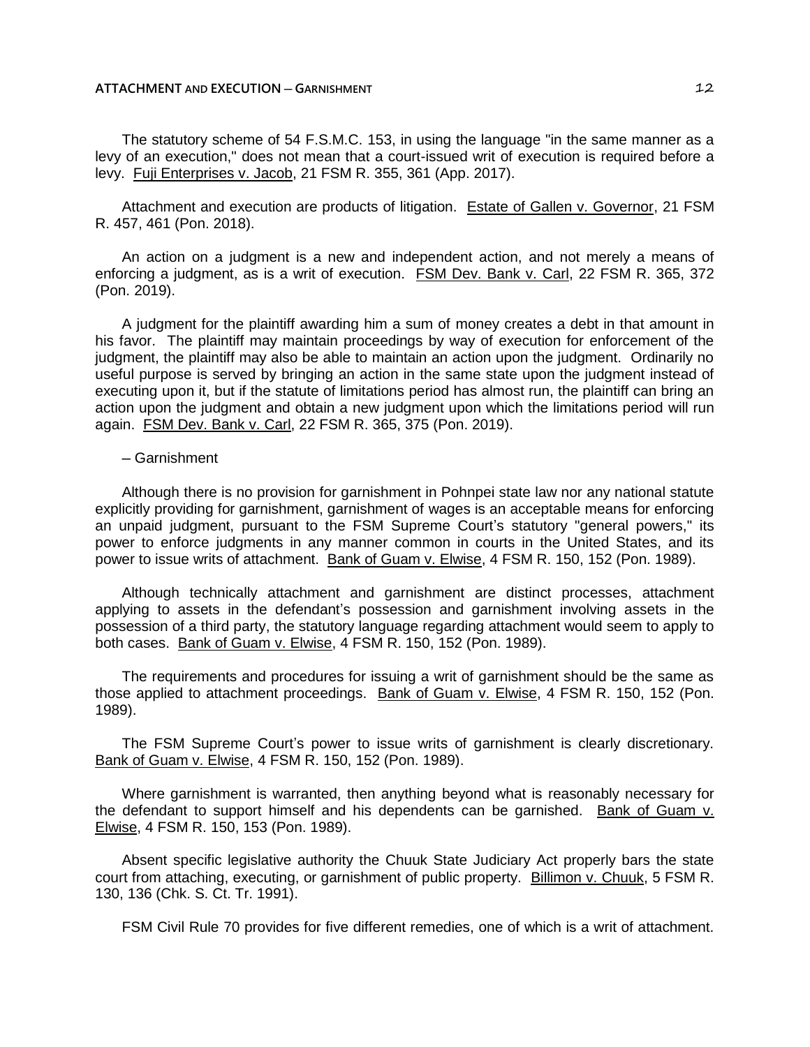The statutory scheme of 54 F.S.M.C. 153, in using the language "in the same manner as a levy of an execution," does not mean that a court-issued writ of execution is required before a levy. Fuji Enterprises v. Jacob, 21 FSM R. 355, 361 (App. 2017).

Attachment and execution are products of litigation. Estate of Gallen v. Governor, 21 FSM R. 457, 461 (Pon. 2018).

An action on a judgment is a new and independent action, and not merely a means of enforcing a judgment, as is a writ of execution. FSM Dev. Bank v. Carl, 22 FSM R. 365, 372 (Pon. 2019).

A judgment for the plaintiff awarding him a sum of money creates a debt in that amount in his favor. The plaintiff may maintain proceedings by way of execution for enforcement of the judgment, the plaintiff may also be able to maintain an action upon the judgment. Ordinarily no useful purpose is served by bringing an action in the same state upon the judgment instead of executing upon it, but if the statute of limitations period has almost run, the plaintiff can bring an action upon the judgment and obtain a new judgment upon which the limitations period will run again. FSM Dev. Bank v. Carl, 22 FSM R. 365, 375 (Pon. 2019).

– Garnishment

Although there is no provision for garnishment in Pohnpei state law nor any national statute explicitly providing for garnishment, garnishment of wages is an acceptable means for enforcing an unpaid judgment, pursuant to the FSM Supreme Court's statutory "general powers," its power to enforce judgments in any manner common in courts in the United States, and its power to issue writs of attachment. Bank of Guam v. Elwise, 4 FSM R. 150, 152 (Pon. 1989).

Although technically attachment and garnishment are distinct processes, attachment applying to assets in the defendant's possession and garnishment involving assets in the possession of a third party, the statutory language regarding attachment would seem to apply to both cases. Bank of Guam v. Elwise, 4 FSM R. 150, 152 (Pon. 1989).

The requirements and procedures for issuing a writ of garnishment should be the same as those applied to attachment proceedings. Bank of Guam v. Elwise, 4 FSM R. 150, 152 (Pon. 1989).

The FSM Supreme Court's power to issue writs of garnishment is clearly discretionary. Bank of Guam v. Elwise, 4 FSM R. 150, 152 (Pon. 1989).

Where garnishment is warranted, then anything beyond what is reasonably necessary for the defendant to support himself and his dependents can be garnished. Bank of Guam v. Elwise, 4 FSM R. 150, 153 (Pon. 1989).

Absent specific legislative authority the Chuuk State Judiciary Act properly bars the state court from attaching, executing, or garnishment of public property. Billimon v. Chuuk, 5 FSM R. 130, 136 (Chk. S. Ct. Tr. 1991).

FSM Civil Rule 70 provides for five different remedies, one of which is a writ of attachment.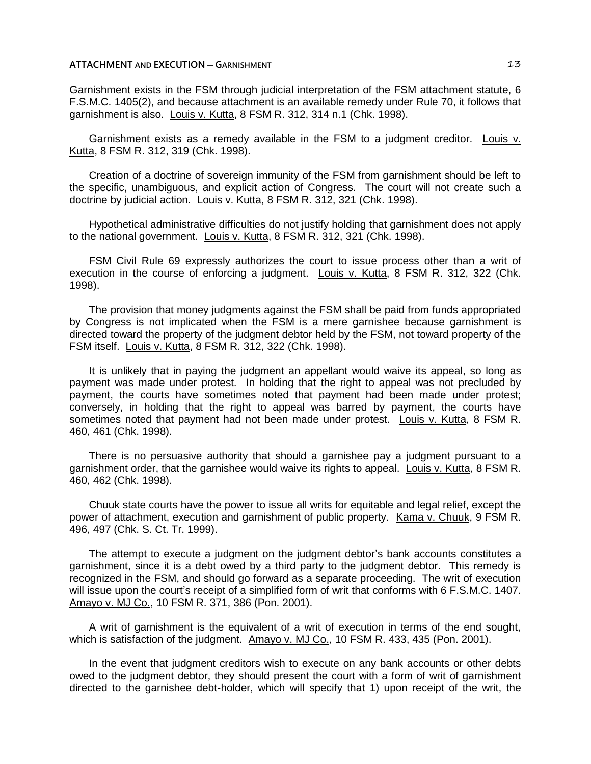Garnishment exists in the FSM through judicial interpretation of the FSM attachment statute, 6 F.S.M.C. 1405(2), and because attachment is an available remedy under Rule 70, it follows that garnishment is also. Louis v. Kutta, 8 FSM R. 312, 314 n.1 (Chk. 1998).

Garnishment exists as a remedy available in the FSM to a judgment creditor. Louis v. Kutta, 8 FSM R. 312, 319 (Chk. 1998).

Creation of a doctrine of sovereign immunity of the FSM from garnishment should be left to the specific, unambiguous, and explicit action of Congress. The court will not create such a doctrine by judicial action. Louis v. Kutta, 8 FSM R. 312, 321 (Chk. 1998).

Hypothetical administrative difficulties do not justify holding that garnishment does not apply to the national government. Louis v. Kutta, 8 FSM R. 312, 321 (Chk. 1998).

FSM Civil Rule 69 expressly authorizes the court to issue process other than a writ of execution in the course of enforcing a judgment. Louis v. Kutta, 8 FSM R. 312, 322 (Chk. 1998).

The provision that money judgments against the FSM shall be paid from funds appropriated by Congress is not implicated when the FSM is a mere garnishee because garnishment is directed toward the property of the judgment debtor held by the FSM, not toward property of the FSM itself. Louis v. Kutta, 8 FSM R. 312, 322 (Chk. 1998).

It is unlikely that in paying the judgment an appellant would waive its appeal, so long as payment was made under protest. In holding that the right to appeal was not precluded by payment, the courts have sometimes noted that payment had been made under protest; conversely, in holding that the right to appeal was barred by payment, the courts have sometimes noted that payment had not been made under protest. Louis v. Kutta, 8 FSM R. 460, 461 (Chk. 1998).

There is no persuasive authority that should a garnishee pay a judgment pursuant to a garnishment order, that the garnishee would waive its rights to appeal. Louis v. Kutta, 8 FSM R. 460, 462 (Chk. 1998).

Chuuk state courts have the power to issue all writs for equitable and legal relief, except the power of attachment, execution and garnishment of public property. Kama v. Chuuk, 9 FSM R. 496, 497 (Chk. S. Ct. Tr. 1999).

The attempt to execute a judgment on the judgment debtor's bank accounts constitutes a garnishment, since it is a debt owed by a third party to the judgment debtor. This remedy is recognized in the FSM, and should go forward as a separate proceeding. The writ of execution will issue upon the court's receipt of a simplified form of writ that conforms with 6 F.S.M.C. 1407. Amayo v. MJ Co., 10 FSM R. 371, 386 (Pon. 2001).

A writ of garnishment is the equivalent of a writ of execution in terms of the end sought, which is satisfaction of the judgment. Amayo v. MJ Co., 10 FSM R. 433, 435 (Pon. 2001).

In the event that judgment creditors wish to execute on any bank accounts or other debts owed to the judgment debtor, they should present the court with a form of writ of garnishment directed to the garnishee debt-holder, which will specify that 1) upon receipt of the writ, the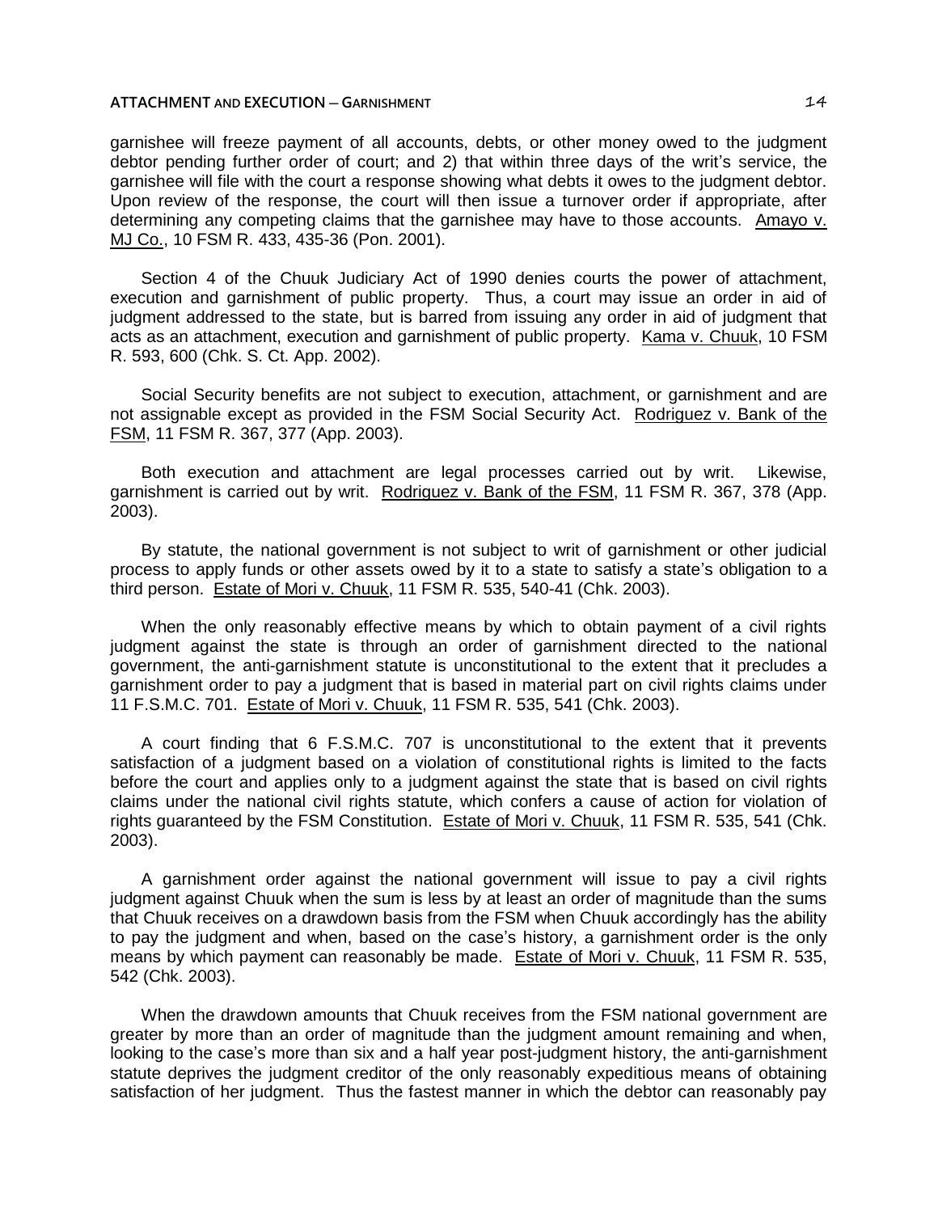garnishee will freeze payment of all accounts, debts, or other money owed to the judgment debtor pending further order of court; and 2) that within three days of the writ's service, the garnishee will file with the court a response showing what debts it owes to the judgment debtor. Upon review of the response, the court will then issue a turnover order if appropriate, after determining any competing claims that the garnishee may have to those accounts. Amayo v. MJ Co., 10 FSM R. 433, 435-36 (Pon. 2001).

Section 4 of the Chuuk Judiciary Act of 1990 denies courts the power of attachment, execution and garnishment of public property. Thus, a court may issue an order in aid of judgment addressed to the state, but is barred from issuing any order in aid of judgment that acts as an attachment, execution and garnishment of public property. Kama v. Chuuk, 10 FSM R. 593, 600 (Chk. S. Ct. App. 2002).

Social Security benefits are not subject to execution, attachment, or garnishment and are not assignable except as provided in the FSM Social Security Act. Rodriguez v. Bank of the FSM, 11 FSM R. 367, 377 (App. 2003).

Both execution and attachment are legal processes carried out by writ. Likewise, garnishment is carried out by writ. Rodriguez v. Bank of the FSM, 11 FSM R. 367, 378 (App. 2003).

By statute, the national government is not subject to writ of garnishment or other judicial process to apply funds or other assets owed by it to a state to satisfy a state's obligation to a third person. Estate of Mori v. Chuuk, 11 FSM R. 535, 540-41 (Chk. 2003).

When the only reasonably effective means by which to obtain payment of a civil rights judgment against the state is through an order of garnishment directed to the national government, the anti-garnishment statute is unconstitutional to the extent that it precludes a garnishment order to pay a judgment that is based in material part on civil rights claims under 11 F.S.M.C. 701. Estate of Mori v. Chuuk, 11 FSM R. 535, 541 (Chk. 2003).

A court finding that 6 F.S.M.C. 707 is unconstitutional to the extent that it prevents satisfaction of a judgment based on a violation of constitutional rights is limited to the facts before the court and applies only to a judgment against the state that is based on civil rights claims under the national civil rights statute, which confers a cause of action for violation of rights guaranteed by the FSM Constitution. Estate of Mori v. Chuuk, 11 FSM R. 535, 541 (Chk. 2003).

A garnishment order against the national government will issue to pay a civil rights judgment against Chuuk when the sum is less by at least an order of magnitude than the sums that Chuuk receives on a drawdown basis from the FSM when Chuuk accordingly has the ability to pay the judgment and when, based on the case's history, a garnishment order is the only means by which payment can reasonably be made. Estate of Mori v. Chuuk, 11 FSM R. 535, 542 (Chk. 2003).

When the drawdown amounts that Chuuk receives from the FSM national government are greater by more than an order of magnitude than the judgment amount remaining and when, looking to the case's more than six and a half year post-judgment history, the anti-garnishment statute deprives the judgment creditor of the only reasonably expeditious means of obtaining satisfaction of her judgment. Thus the fastest manner in which the debtor can reasonably pay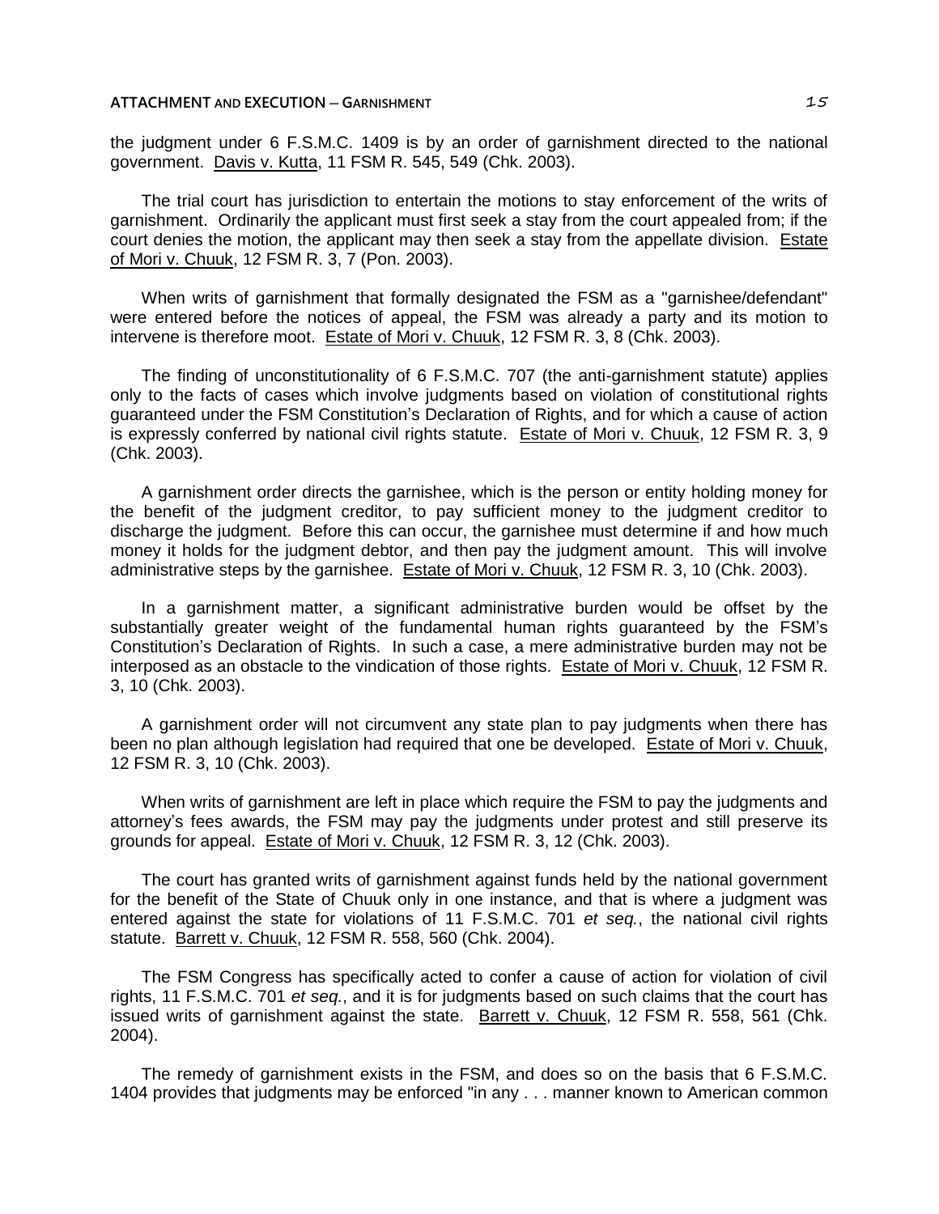the judgment under 6 F.S.M.C. 1409 is by an order of garnishment directed to the national government. Davis v. Kutta, 11 FSM R. 545, 549 (Chk. 2003).

The trial court has jurisdiction to entertain the motions to stay enforcement of the writs of garnishment. Ordinarily the applicant must first seek a stay from the court appealed from; if the court denies the motion, the applicant may then seek a stay from the appellate division. Estate of Mori v. Chuuk, 12 FSM R. 3, 7 (Pon. 2003).

When writs of garnishment that formally designated the FSM as a "garnishee/defendant" were entered before the notices of appeal, the FSM was already a party and its motion to intervene is therefore moot. Estate of Mori v. Chuuk, 12 FSM R. 3, 8 (Chk. 2003).

The finding of unconstitutionality of 6 F.S.M.C. 707 (the anti-garnishment statute) applies only to the facts of cases which involve judgments based on violation of constitutional rights guaranteed under the FSM Constitution's Declaration of Rights, and for which a cause of action is expressly conferred by national civil rights statute. Estate of Mori v. Chuuk, 12 FSM R. 3, 9 (Chk. 2003).

A garnishment order directs the garnishee, which is the person or entity holding money for the benefit of the judgment creditor, to pay sufficient money to the judgment creditor to discharge the judgment. Before this can occur, the garnishee must determine if and how much money it holds for the judgment debtor, and then pay the judgment amount. This will involve administrative steps by the garnishee. Estate of Mori v. Chuuk, 12 FSM R. 3, 10 (Chk. 2003).

In a garnishment matter, a significant administrative burden would be offset by the substantially greater weight of the fundamental human rights guaranteed by the FSM's Constitution's Declaration of Rights. In such a case, a mere administrative burden may not be interposed as an obstacle to the vindication of those rights. Estate of Mori v. Chuuk, 12 FSM R. 3, 10 (Chk. 2003).

A garnishment order will not circumvent any state plan to pay judgments when there has been no plan although legislation had required that one be developed. Estate of Mori v. Chuuk, 12 FSM R. 3, 10 (Chk. 2003).

When writs of garnishment are left in place which require the FSM to pay the judgments and attorney's fees awards, the FSM may pay the judgments under protest and still preserve its grounds for appeal. Estate of Mori v. Chuuk, 12 FSM R. 3, 12 (Chk. 2003).

The court has granted writs of garnishment against funds held by the national government for the benefit of the State of Chuuk only in one instance, and that is where a judgment was entered against the state for violations of 11 F.S.M.C. 701 *et seq.*, the national civil rights statute. Barrett v. Chuuk, 12 FSM R. 558, 560 (Chk. 2004).

The FSM Congress has specifically acted to confer a cause of action for violation of civil rights, 11 F.S.M.C. 701 *et seq.*, and it is for judgments based on such claims that the court has issued writs of garnishment against the state. Barrett v. Chuuk, 12 FSM R. 558, 561 (Chk. 2004).

The remedy of garnishment exists in the FSM, and does so on the basis that 6 F.S.M.C. 1404 provides that judgments may be enforced "in any . . . manner known to American common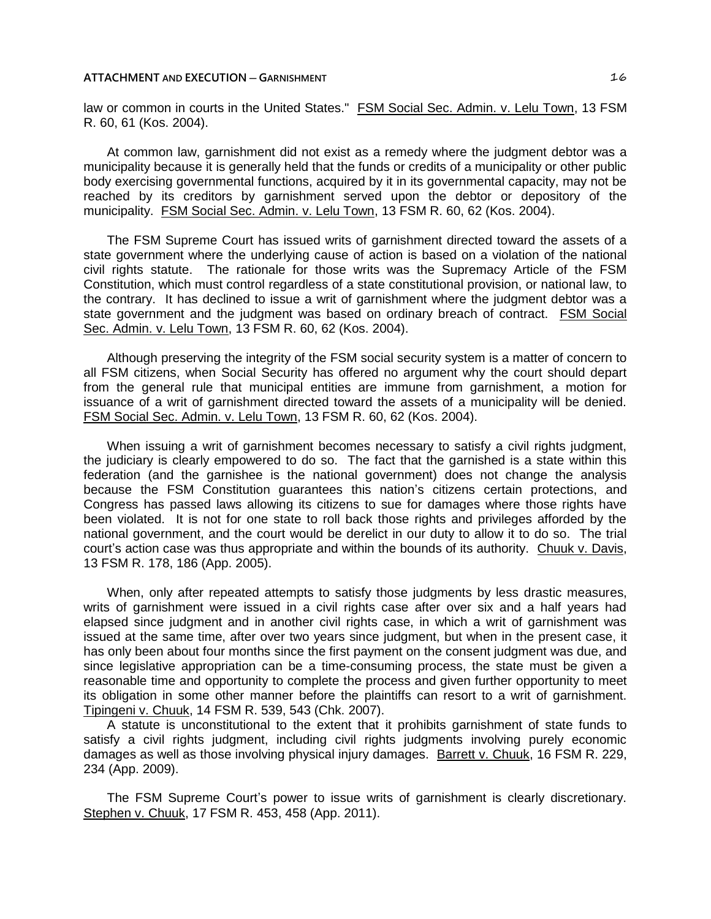law or common in courts in the United States." FSM Social Sec. Admin. v. Lelu Town, 13 FSM R. 60, 61 (Kos. 2004).

At common law, garnishment did not exist as a remedy where the judgment debtor was a municipality because it is generally held that the funds or credits of a municipality or other public body exercising governmental functions, acquired by it in its governmental capacity, may not be reached by its creditors by garnishment served upon the debtor or depository of the municipality. FSM Social Sec. Admin. v. Lelu Town, 13 FSM R. 60, 62 (Kos. 2004).

The FSM Supreme Court has issued writs of garnishment directed toward the assets of a state government where the underlying cause of action is based on a violation of the national civil rights statute. The rationale for those writs was the Supremacy Article of the FSM Constitution, which must control regardless of a state constitutional provision, or national law, to the contrary. It has declined to issue a writ of garnishment where the judgment debtor was a state government and the judgment was based on ordinary breach of contract. FSM Social Sec. Admin. v. Lelu Town, 13 FSM R. 60, 62 (Kos. 2004).

Although preserving the integrity of the FSM social security system is a matter of concern to all FSM citizens, when Social Security has offered no argument why the court should depart from the general rule that municipal entities are immune from garnishment, a motion for issuance of a writ of garnishment directed toward the assets of a municipality will be denied. FSM Social Sec. Admin. v. Lelu Town, 13 FSM R. 60, 62 (Kos. 2004).

When issuing a writ of garnishment becomes necessary to satisfy a civil rights judgment, the judiciary is clearly empowered to do so. The fact that the garnished is a state within this federation (and the garnishee is the national government) does not change the analysis because the FSM Constitution guarantees this nation's citizens certain protections, and Congress has passed laws allowing its citizens to sue for damages where those rights have been violated. It is not for one state to roll back those rights and privileges afforded by the national government, and the court would be derelict in our duty to allow it to do so. The trial court's action case was thus appropriate and within the bounds of its authority. Chuuk v. Davis, 13 FSM R. 178, 186 (App. 2005).

When, only after repeated attempts to satisfy those judgments by less drastic measures, writs of garnishment were issued in a civil rights case after over six and a half years had elapsed since judgment and in another civil rights case, in which a writ of garnishment was issued at the same time, after over two years since judgment, but when in the present case, it has only been about four months since the first payment on the consent judgment was due, and since legislative appropriation can be a time-consuming process, the state must be given a reasonable time and opportunity to complete the process and given further opportunity to meet its obligation in some other manner before the plaintiffs can resort to a writ of garnishment. Tipingeni v. Chuuk, 14 FSM R. 539, 543 (Chk. 2007).

A statute is unconstitutional to the extent that it prohibits garnishment of state funds to satisfy a civil rights judgment, including civil rights judgments involving purely economic damages as well as those involving physical injury damages. Barrett v. Chuuk, 16 FSM R. 229, 234 (App. 2009).

The FSM Supreme Court's power to issue writs of garnishment is clearly discretionary. Stephen v. Chuuk, 17 FSM R. 453, 458 (App. 2011).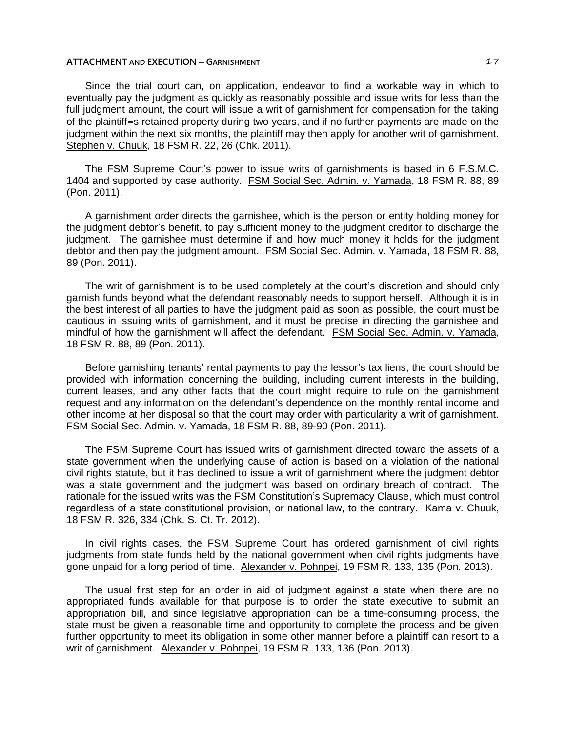Since the trial court can, on application, endeavor to find a workable way in which to eventually pay the judgment as quickly as reasonably possible and issue writs for less than the full judgment amount, the court will issue a writ of garnishment for compensation for the taking of the plaintiff=s retained property during two years, and if no further payments are made on the judgment within the next six months, the plaintiff may then apply for another writ of garnishment. Stephen v. Chuuk, 18 FSM R. 22, 26 (Chk. 2011).

The FSM Supreme Court's power to issue writs of garnishments is based in 6 F.S.M.C. 1404 and supported by case authority. FSM Social Sec. Admin. v. Yamada, 18 FSM R. 88, 89 (Pon. 2011).

A garnishment order directs the garnishee, which is the person or entity holding money for the judgment debtor's benefit, to pay sufficient money to the judgment creditor to discharge the judgment. The garnishee must determine if and how much money it holds for the judgment debtor and then pay the judgment amount. FSM Social Sec. Admin. v. Yamada, 18 FSM R. 88, 89 (Pon. 2011).

The writ of garnishment is to be used completely at the court's discretion and should only garnish funds beyond what the defendant reasonably needs to support herself. Although it is in the best interest of all parties to have the judgment paid as soon as possible, the court must be cautious in issuing writs of garnishment, and it must be precise in directing the garnishee and mindful of how the garnishment will affect the defendant. FSM Social Sec. Admin. v. Yamada, 18 FSM R. 88, 89 (Pon. 2011).

Before garnishing tenants' rental payments to pay the lessor's tax liens, the court should be provided with information concerning the building, including current interests in the building, current leases, and any other facts that the court might require to rule on the garnishment request and any information on the defendant's dependence on the monthly rental income and other income at her disposal so that the court may order with particularity a writ of garnishment. FSM Social Sec. Admin. v. Yamada, 18 FSM R. 88, 89-90 (Pon. 2011).

The FSM Supreme Court has issued writs of garnishment directed toward the assets of a state government when the underlying cause of action is based on a violation of the national civil rights statute, but it has declined to issue a writ of garnishment where the judgment debtor was a state government and the judgment was based on ordinary breach of contract. The rationale for the issued writs was the FSM Constitution's Supremacy Clause, which must control regardless of a state constitutional provision, or national law, to the contrary. Kama v. Chuuk, 18 FSM R. 326, 334 (Chk. S. Ct. Tr. 2012).

In civil rights cases, the FSM Supreme Court has ordered garnishment of civil rights judgments from state funds held by the national government when civil rights judgments have gone unpaid for a long period of time. Alexander v. Pohnpei, 19 FSM R. 133, 135 (Pon. 2013).

The usual first step for an order in aid of judgment against a state when there are no appropriated funds available for that purpose is to order the state executive to submit an appropriation bill, and since legislative appropriation can be a time-consuming process, the state must be given a reasonable time and opportunity to complete the process and be given further opportunity to meet its obligation in some other manner before a plaintiff can resort to a writ of garnishment. Alexander v. Pohnpei, 19 FSM R. 133, 136 (Pon. 2013).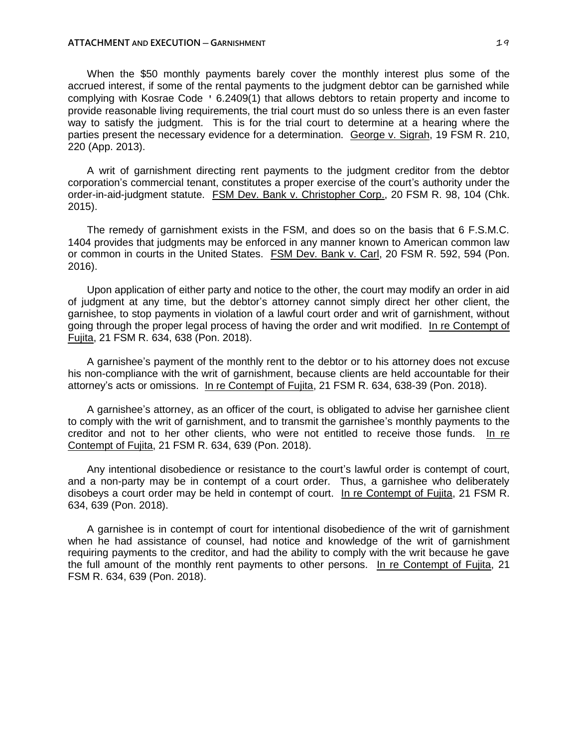When the $50 monthly payments barely cover the monthly interest plus some of the accrued interest, if some of the rental payments to the judgment debtor can be garnished while complying with Kosrae Code ' 6.2409(1) that allows debtors to retain property and income to provide reasonable living requirements, the trial court must do so unless there is an even faster way to satisfy the judgment. This is for the trial court to determine at a hearing where the parties present the necessary evidence for a determination. George v. Sigrah, 19 FSM R. 210, 220 (App. 2013).

A writ of garnishment directing rent payments to the judgment creditor from the debtor corporation's commercial tenant, constitutes a proper exercise of the court's authority under the order-in-aid-judgment statute. FSM Dev. Bank v. Christopher Corp., 20 FSM R. 98, 104 (Chk. 2015).

The remedy of garnishment exists in the FSM, and does so on the basis that 6 F.S.M.C. 1404 provides that judgments may be enforced in any manner known to American common law or common in courts in the United States. FSM Dev. Bank v. Carl, 20 FSM R. 592, 594 (Pon. 2016).

Upon application of either party and notice to the other, the court may modify an order in aid of judgment at any time, but the debtor's attorney cannot simply direct her other client, the garnishee, to stop payments in violation of a lawful court order and writ of garnishment, without going through the proper legal process of having the order and writ modified. In re Contempt of Fujita, 21 FSM R. 634, 638 (Pon. 2018).

A garnishee's payment of the monthly rent to the debtor or to his attorney does not excuse his non-compliance with the writ of garnishment, because clients are held accountable for their attorney's acts or omissions. In re Contempt of Fujita, 21 FSM R. 634, 638-39 (Pon. 2018).

A garnishee's attorney, as an officer of the court, is obligated to advise her garnishee client to comply with the writ of garnishment, and to transmit the garnishee's monthly payments to the creditor and not to her other clients, who were not entitled to receive those funds. In re Contempt of Fujita, 21 FSM R. 634, 639 (Pon. 2018).

Any intentional disobedience or resistance to the court's lawful order is contempt of court, and a non-party may be in contempt of a court order. Thus, a garnishee who deliberately disobeys a court order may be held in contempt of court. In re Contempt of Fujita, 21 FSM R. 634, 639 (Pon. 2018).

A garnishee is in contempt of court for intentional disobedience of the writ of garnishment when he had assistance of counsel, had notice and knowledge of the writ of garnishment requiring payments to the creditor, and had the ability to comply with the writ because he gave the full amount of the monthly rent payments to other persons. In re Contempt of Fujita, 21 FSM R. 634, 639 (Pon. 2018).